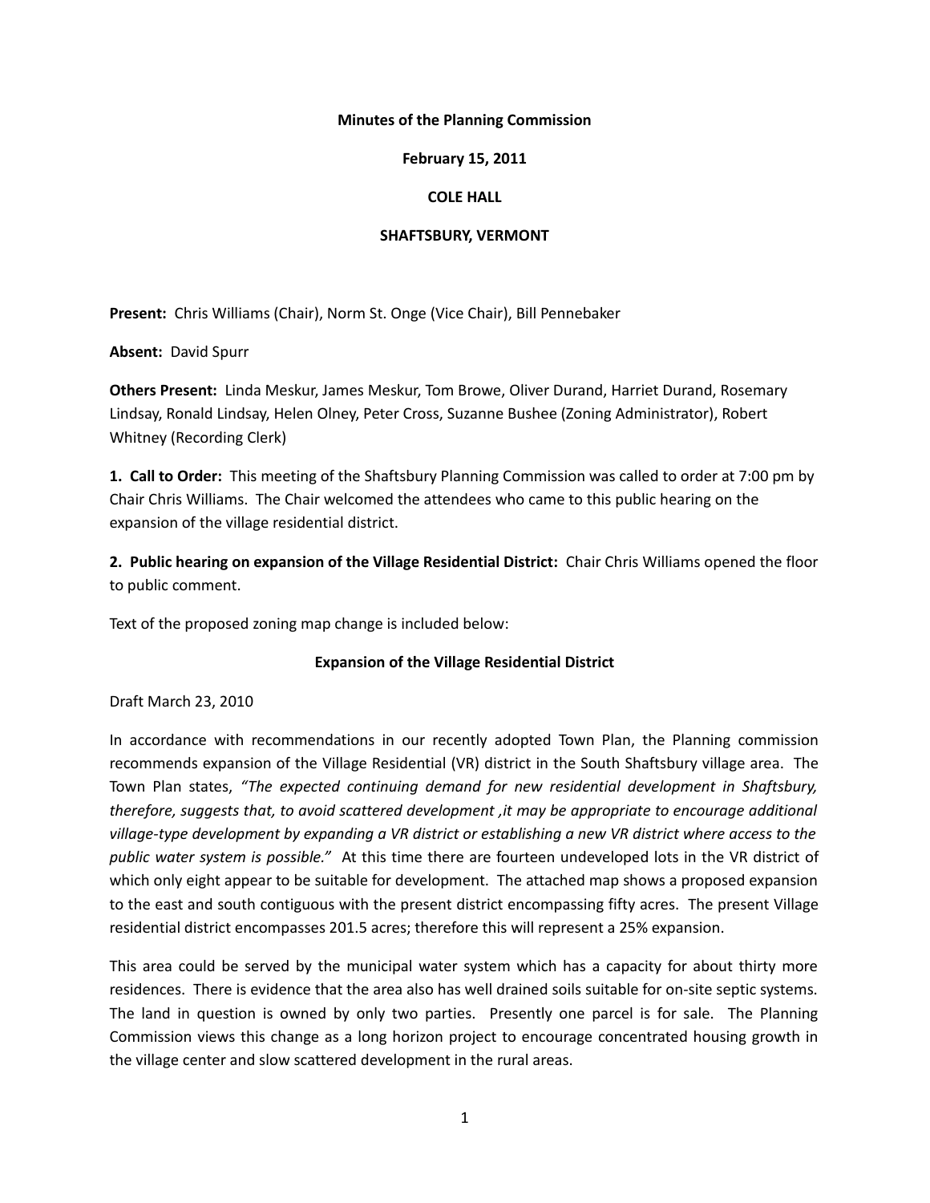**Minutes of the Planning Commission**

**February 15, 2011**

**COLE HALL**

**SHAFTSBURY, VERMONT**

**Present:** Chris Williams (Chair), Norm St. Onge (Vice Chair), Bill Pennebaker

**Absent:** David Spurr

**Others Present:** Linda Meskur, James Meskur, Tom Browe, Oliver Durand, Harriet Durand, Rosemary Lindsay, Ronald Lindsay, Helen Olney, Peter Cross, Suzanne Bushee (Zoning Administrator), Robert Whitney (Recording Clerk)

**1. Call to Order:** This meeting of the Shaftsbury Planning Commission was called to order at 7:00 pm by Chair Chris Williams. The Chair welcomed the attendees who came to this public hearing on the expansion of the village residential district.

**2. Public hearing on expansion of the Village Residential District:** Chair Chris Williams opened the floor to public comment.

Text of the proposed zoning map change is included below:

**Expansion of the Village Residential District**

Draft March 23, 2010

In accordance with recommendations in our recently adopted Town Plan, the Planning commission recommends expansion of the Village Residential (VR) district in the South Shaftsbury village area. The Town Plan states, *"The expected continuing demand for new residential development in Shaftsbury, therefore, suggests that, to avoid scattered development ,it may be appropriate to encourage additional village-type development by expanding a VR district or establishing a new VR district where access to the public water system is possible."* At this time there are fourteen undeveloped lots in the VR district of which only eight appear to be suitable for development. The attached map shows a proposed expansion to the east and south contiguous with the present district encompassing fifty acres. The present Village residential district encompasses 201.5 acres; therefore this will represent a 25% expansion.

This area could be served by the municipal water system which has a capacity for about thirty more residences. There is evidence that the area also has well drained soils suitable for on-site septic systems. The land in question is owned by only two parties. Presently one parcel is for sale. The Planning Commission views this change as a long horizon project to encourage concentrated housing growth in the village center and slow scattered development in the rural areas.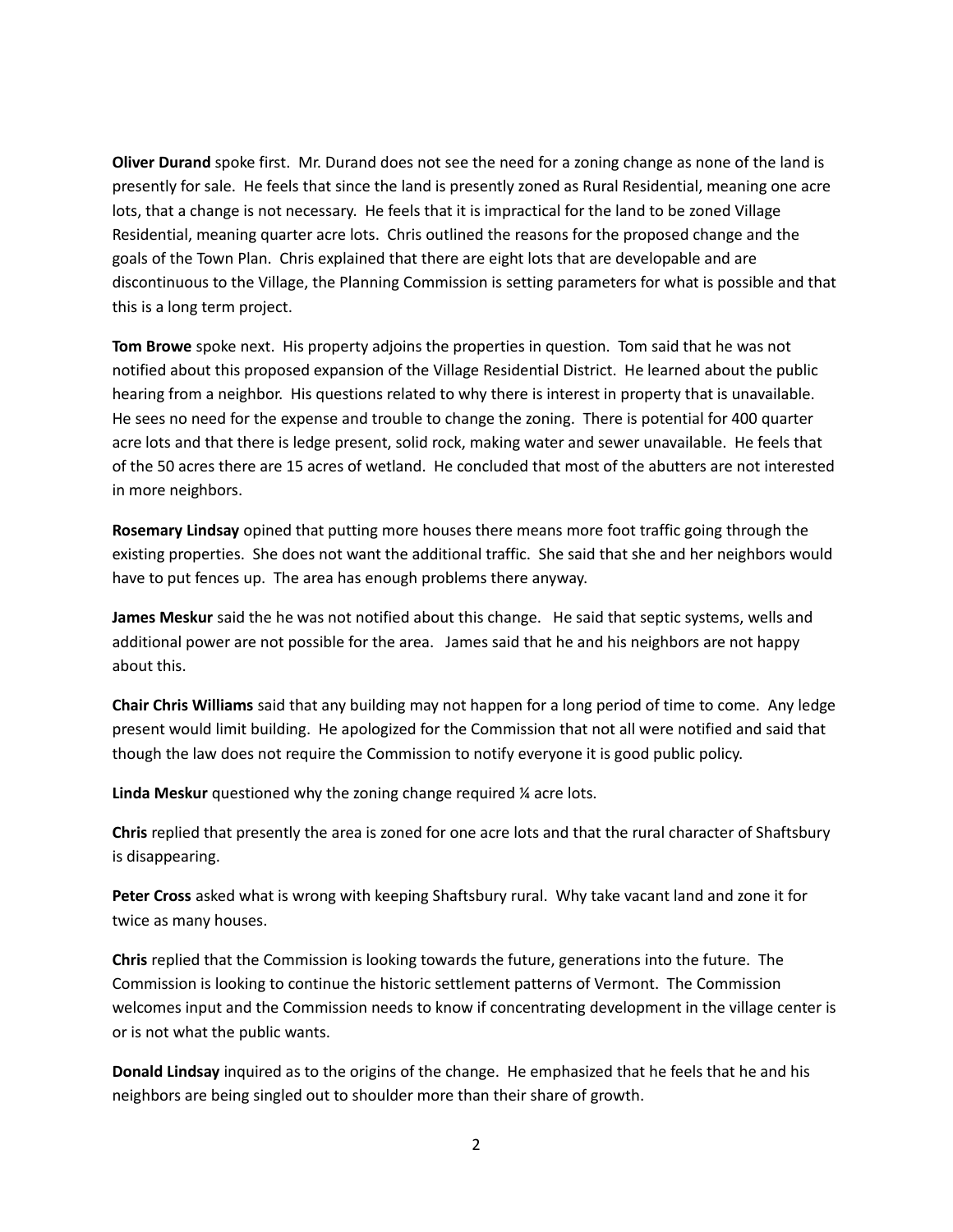**Oliver Durand** spoke first. Mr. Durand does not see the need for a zoning change as none of the land is presently for sale. He feels that since the land is presently zoned as Rural Residential, meaning one acre lots, that a change is not necessary. He feels that it is impractical for the land to be zoned Village Residential, meaning quarter acre lots. Chris outlined the reasons for the proposed change and the goals of the Town Plan. Chris explained that there are eight lots that are developable and are discontinuous to the Village, the Planning Commission is setting parameters for what is possible and that this is a long term project.

**Tom Browe** spoke next. His property adjoins the properties in question. Tom said that he was not notified about this proposed expansion of the Village Residential District. He learned about the public hearing from a neighbor. His questions related to why there is interest in property that is unavailable. He sees no need for the expense and trouble to change the zoning. There is potential for 400 quarter acre lots and that there is ledge present, solid rock, making water and sewer unavailable. He feels that of the 50 acres there are 15 acres of wetland. He concluded that most of the abutters are not interested in more neighbors.

**Rosemary Lindsay** opined that putting more houses there means more foot traffic going through the existing properties. She does not want the additional traffic. She said that she and her neighbors would have to put fences up. The area has enough problems there anyway.

**James Meskur** said the he was not notified about this change. He said that septic systems, wells and additional power are not possible for the area. James said that he and his neighbors are not happy about this.

**Chair Chris Williams** said that any building may not happen for a long period of time to come. Any ledge present would limit building. He apologized for the Commission that not all were notified and said that though the law does not require the Commission to notify everyone it is good public policy.

**Linda Meskur** questioned why the zoning change required ¼ acre lots.

**Chris** replied that presently the area is zoned for one acre lots and that the rural character of Shaftsbury is disappearing.

**Peter Cross** asked what is wrong with keeping Shaftsbury rural. Why take vacant land and zone it for twice as many houses.

**Chris** replied that the Commission is looking towards the future, generations into the future. The Commission is looking to continue the historic settlement patterns of Vermont. The Commission welcomes input and the Commission needs to know if concentrating development in the village center is or is not what the public wants.

**Donald Lindsay** inquired as to the origins of the change. He emphasized that he feels that he and his neighbors are being singled out to shoulder more than their share of growth.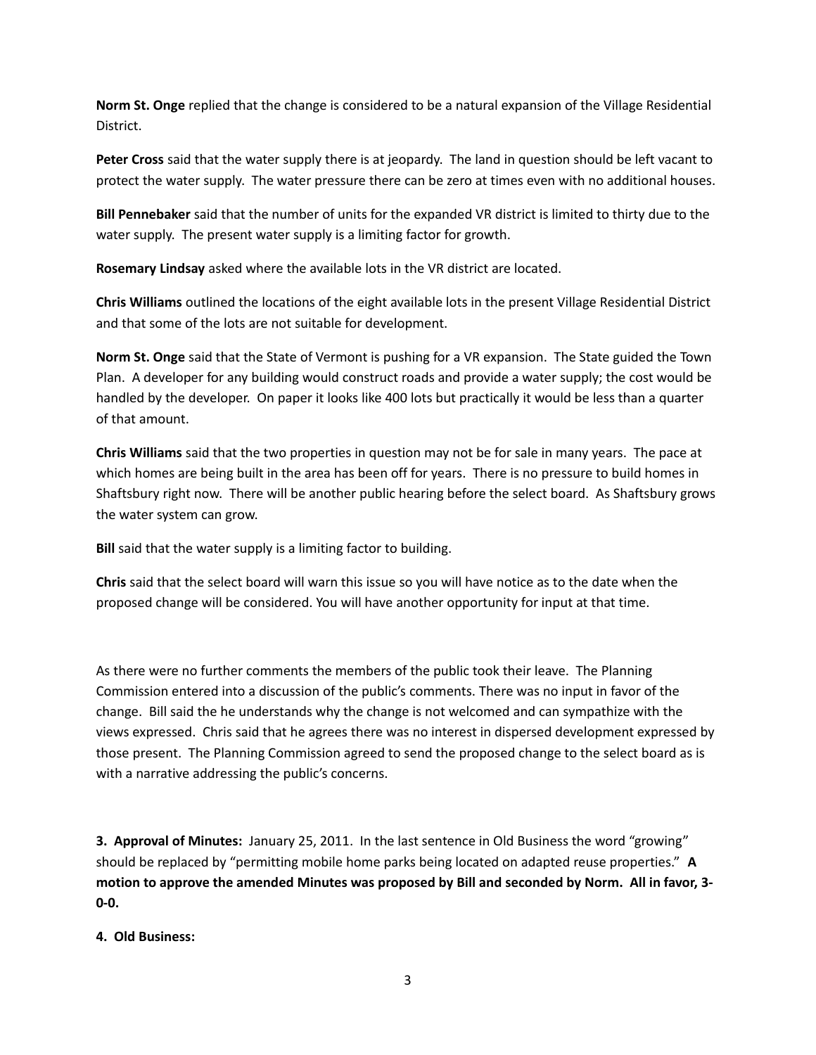**Norm St. Onge** replied that the change is considered to be a natural expansion of the Village Residential District.

**Peter Cross** said that the water supply there is at jeopardy. The land in question should be left vacant to protect the water supply. The water pressure there can be zero at times even with no additional houses.

**Bill Pennebaker** said that the number of units for the expanded VR district is limited to thirty due to the water supply. The present water supply is a limiting factor for growth.

**Rosemary Lindsay** asked where the available lots in the VR district are located.

**Chris Williams** outlined the locations of the eight available lots in the present Village Residential District and that some of the lots are not suitable for development.

**Norm St. Onge** said that the State of Vermont is pushing for a VR expansion. The State guided the Town Plan. A developer for any building would construct roads and provide a water supply; the cost would be handled by the developer. On paper it looks like 400 lots but practically it would be less than a quarter of that amount.

**Chris Williams** said that the two properties in question may not be for sale in many years. The pace at which homes are being built in the area has been off for years. There is no pressure to build homes in Shaftsbury right now. There will be another public hearing before the select board. As Shaftsbury grows the water system can grow.

**Bill** said that the water supply is a limiting factor to building.

**Chris** said that the select board will warn this issue so you will have notice as to the date when the proposed change will be considered. You will have another opportunity for input at that time.

As there were no further comments the members of the public took their leave. The Planning Commission entered into a discussion of the public's comments. There was no input in favor of the change. Bill said the he understands why the change is not welcomed and can sympathize with the views expressed. Chris said that he agrees there was no interest in dispersed development expressed by those present. The Planning Commission agreed to send the proposed change to the select board as is with a narrative addressing the public's concerns.

**3. Approval of Minutes:** January 25, 2011. In the last sentence in Old Business the word "growing" should be replaced by "permitting mobile home parks being located on adapted reuse properties." **A motion to approve the amended Minutes was proposed by Bill and seconded by Norm. All in favor, 3-0-0.**

**4. Old Business:**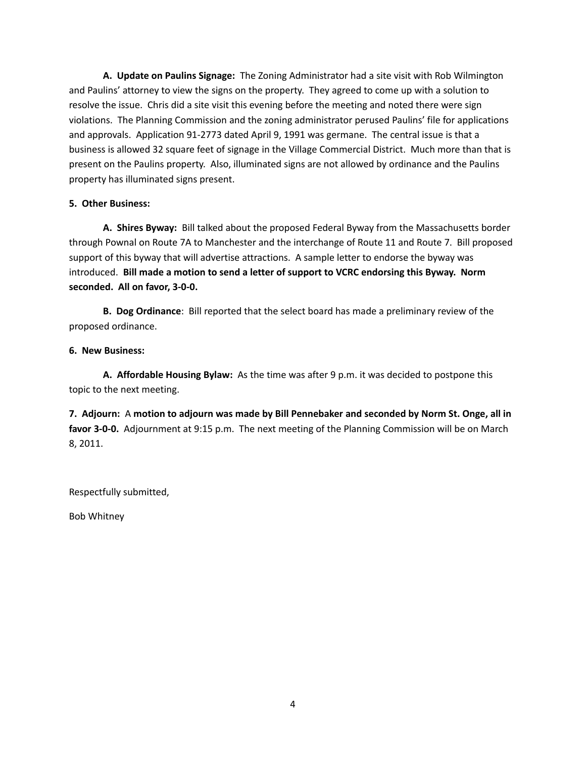**A. Update on Paulins Signage:** The Zoning Administrator had a site visit with Rob Wilmington and Paulins' attorney to view the signs on the property. They agreed to come up with a solution to resolve the issue. Chris did a site visit this evening before the meeting and noted there were sign violations. The Planning Commission and the zoning administrator perused Paulins' file for applications and approvals. Application 91-2773 dated April 9, 1991 was germane. The central issue is that a business is allowed 32 square feet of signage in the Village Commercial District. Much more than that is present on the Paulins property. Also, illuminated signs are not allowed by ordinance and the Paulins property has illuminated signs present.

**5. Other Business:**

**A. Shires Byway:** Bill talked about the proposed Federal Byway from the Massachusetts border through Pownal on Route 7A to Manchester and the interchange of Route 11 and Route 7. Bill proposed support of this byway that will advertise attractions. A sample letter to endorse the byway was introduced. **Bill made a motion to send a letter of support to VCRC endorsing this Byway. Norm seconded. All on favor, 3-0-0.**

**B. Dog Ordinance**: Bill reported that the select board has made a preliminary review of the proposed ordinance.

**6. New Business:**

**A. Affordable Housing Bylaw:** As the time was after 9 p.m. it was decided to postpone this topic to the next meeting.

**7. Adjourn:** A **motion to adjourn was made by Bill Pennebaker and seconded by Norm St. Onge, all in favor 3-0-0.** Adjournment at 9:15 p.m. The next meeting of the Planning Commission will be on March 8, 2011.

Respectfully submitted,

Bob Whitney